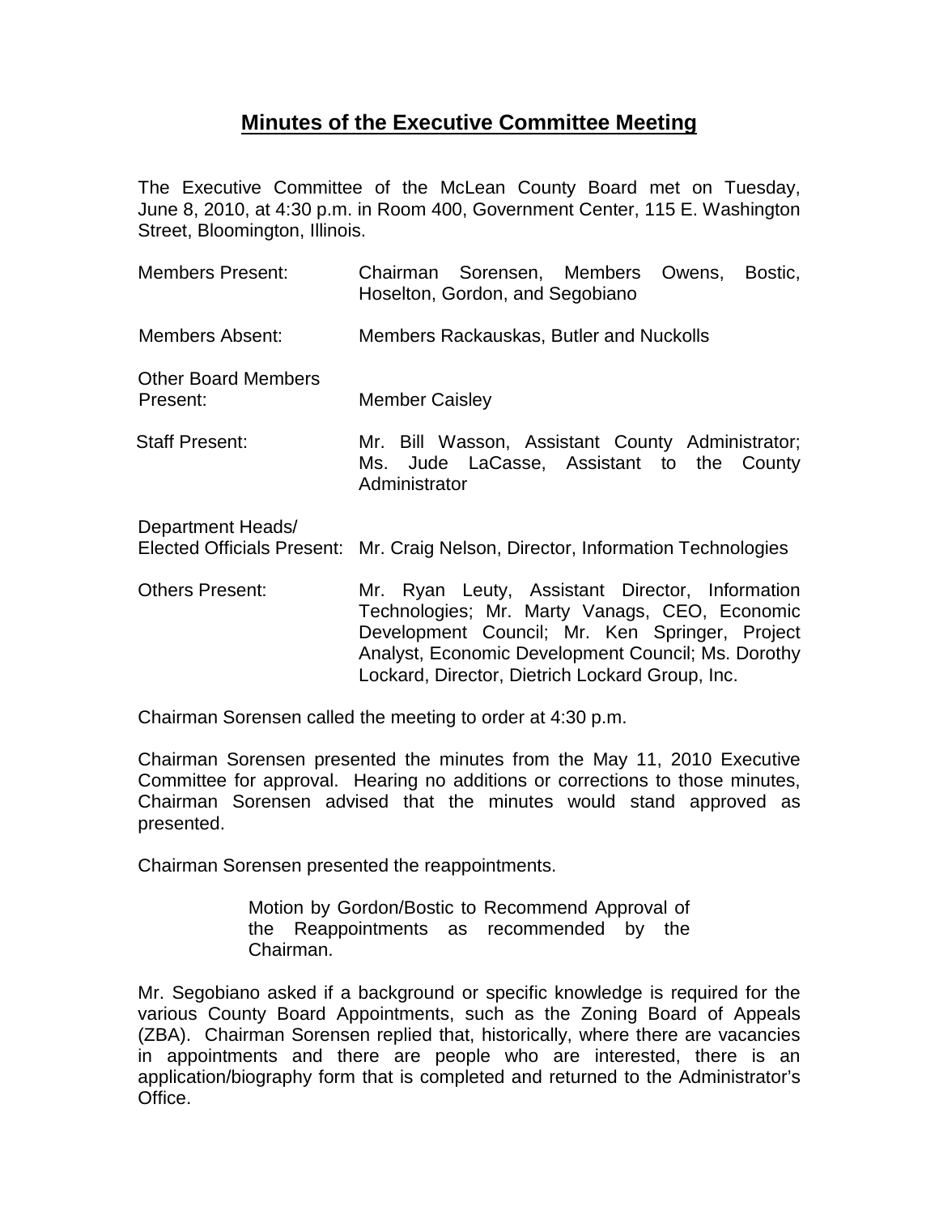# **Minutes of the Executive Committee Meeting**

The Executive Committee of the McLean County Board met on Tuesday, June 8, 2010, at 4:30 p.m. in Room 400, Government Center, 115 E. Washington Street, Bloomington, Illinois.

| | |
|---|---|
| Members Present: | Chairman Sorensen, Members Owens, Bostic, Hoselton, Gordon, and Segobiano |
| Members Absent: | Members Rackauskas, Butler and Nuckolls |
| Other Board Members Present: | Member Caisley |
| Staff Present: | Mr. Bill Wasson, Assistant County Administrator; Ms. Jude LaCasse, Assistant to the County Administrator |
| Department Heads/ Elected Officials Present: | Mr. Craig Nelson, Director, Information Technologies |
| Others Present: | Mr. Ryan Leuty, Assistant Director, Information Technologies; Mr. Marty Vanags, CEO, Economic Development Council; Mr. Ken Springer, Project Analyst, Economic Development Council; Ms. Dorothy Lockard, Director, Dietrich Lockard Group, Inc. |

Chairman Sorensen called the meeting to order at 4:30 p.m.

Chairman Sorensen presented the minutes from the May 11, 2010 Executive Committee for approval. Hearing no additions or corrections to those minutes, Chairman Sorensen advised that the minutes would stand approved as presented.

Chairman Sorensen presented the reappointments.

> Motion by Gordon/Bostic to Recommend Approval of the Reappointments as recommended by the Chairman.

Mr. Segobiano asked if a background or specific knowledge is required for the various County Board Appointments, such as the Zoning Board of Appeals (ZBA). Chairman Sorensen replied that, historically, where there are vacancies in appointments and there are people who are interested, there is an application/biography form that is completed and returned to the Administrator's Office.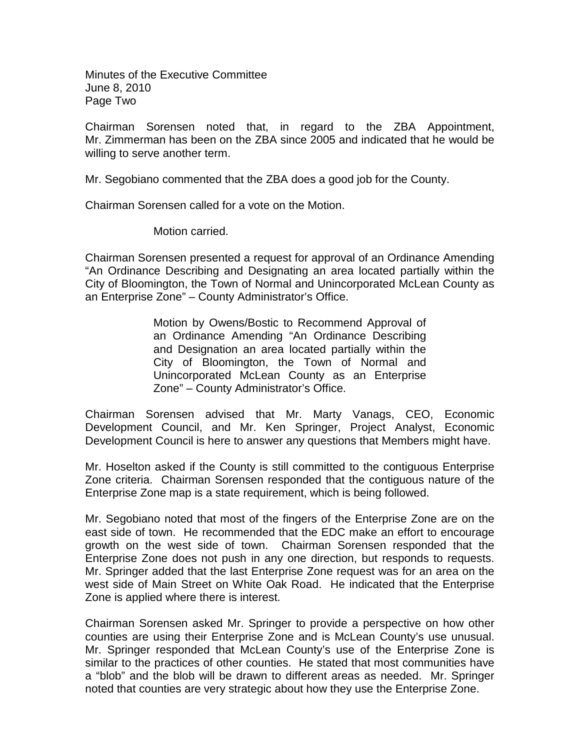Minutes of the Executive Committee
June 8, 2010
Page Two

Chairman Sorensen noted that, in regard to the ZBA Appointment, Mr. Zimmerman has been on the ZBA since 2005 and indicated that he would be willing to serve another term.

Mr. Segobiano commented that the ZBA does a good job for the County.

Chairman Sorensen called for a vote on the Motion.

> Motion carried.

Chairman Sorensen presented a request for approval of an Ordinance Amending "An Ordinance Describing and Designating an area located partially within the City of Bloomington, the Town of Normal and Unincorporated McLean County as an Enterprise Zone" – County Administrator's Office.

> Motion by Owens/Bostic to Recommend Approval of an Ordinance Amending "An Ordinance Describing and Designation an area located partially within the City of Bloomington, the Town of Normal and Unincorporated McLean County as an Enterprise Zone" – County Administrator's Office.

Chairman Sorensen advised that Mr. Marty Vanags, CEO, Economic Development Council, and Mr. Ken Springer, Project Analyst, Economic Development Council is here to answer any questions that Members might have.

Mr. Hoselton asked if the County is still committed to the contiguous Enterprise Zone criteria. Chairman Sorensen responded that the contiguous nature of the Enterprise Zone map is a state requirement, which is being followed.

Mr. Segobiano noted that most of the fingers of the Enterprise Zone are on the east side of town. He recommended that the EDC make an effort to encourage growth on the west side of town. Chairman Sorensen responded that the Enterprise Zone does not push in any one direction, but responds to requests. Mr. Springer added that the last Enterprise Zone request was for an area on the west side of Main Street on White Oak Road. He indicated that the Enterprise Zone is applied where there is interest.

Chairman Sorensen asked Mr. Springer to provide a perspective on how other counties are using their Enterprise Zone and is McLean County's use unusual. Mr. Springer responded that McLean County's use of the Enterprise Zone is similar to the practices of other counties. He stated that most communities have a "blob" and the blob will be drawn to different areas as needed. Mr. Springer noted that counties are very strategic about how they use the Enterprise Zone.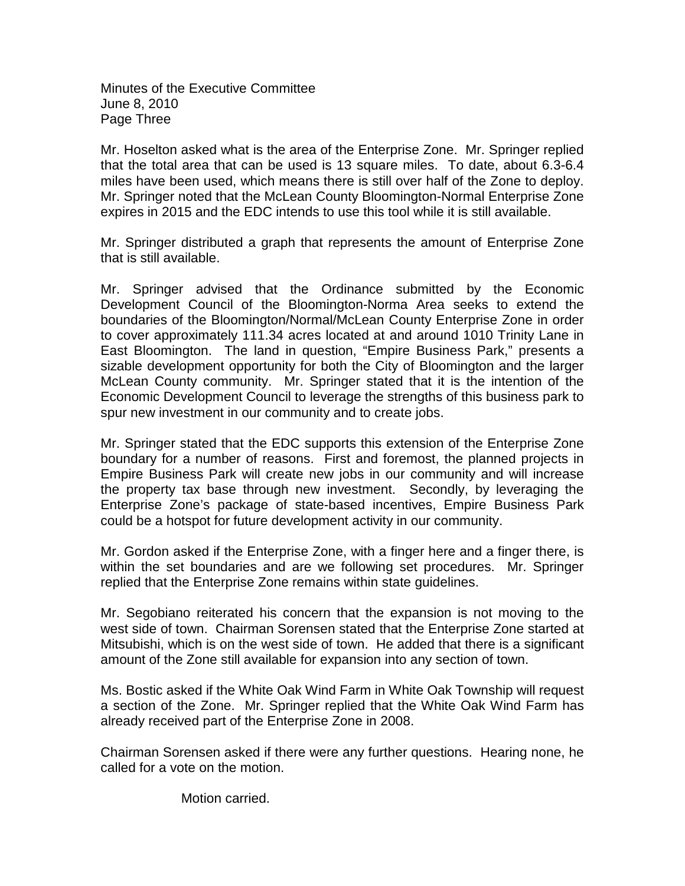Mr. Hoselton asked what is the area of the Enterprise Zone. Mr. Springer replied that the total area that can be used is 13 square miles. To date, about 6.3-6.4 miles have been used, which means there is still over half of the Zone to deploy. Mr. Springer noted that the McLean County Bloomington-Normal Enterprise Zone expires in 2015 and the EDC intends to use this tool while it is still available.

Mr. Springer distributed a graph that represents the amount of Enterprise Zone that is still available.

Mr. Springer advised that the Ordinance submitted by the Economic Development Council of the Bloomington-Norma Area seeks to extend the boundaries of the Bloomington/Normal/McLean County Enterprise Zone in order to cover approximately 111.34 acres located at and around 1010 Trinity Lane in East Bloomington. The land in question, "Empire Business Park," presents a sizable development opportunity for both the City of Bloomington and the larger McLean County community. Mr. Springer stated that it is the intention of the Economic Development Council to leverage the strengths of this business park to spur new investment in our community and to create jobs.

Mr. Springer stated that the EDC supports this extension of the Enterprise Zone boundary for a number of reasons. First and foremost, the planned projects in Empire Business Park will create new jobs in our community and will increase the property tax base through new investment. Secondly, by leveraging the Enterprise Zone's package of state-based incentives, Empire Business Park could be a hotspot for future development activity in our community.

Mr. Gordon asked if the Enterprise Zone, with a finger here and a finger there, is within the set boundaries and are we following set procedures. Mr. Springer replied that the Enterprise Zone remains within state guidelines.

Mr. Segobiano reiterated his concern that the expansion is not moving to the west side of town. Chairman Sorensen stated that the Enterprise Zone started at Mitsubishi, which is on the west side of town. He added that there is a significant amount of the Zone still available for expansion into any section of town.

Ms. Bostic asked if the White Oak Wind Farm in White Oak Township will request a section of the Zone. Mr. Springer replied that the White Oak Wind Farm has already received part of the Enterprise Zone in 2008.

Chairman Sorensen asked if there were any further questions. Hearing none, he called for a vote on the motion.

Motion carried.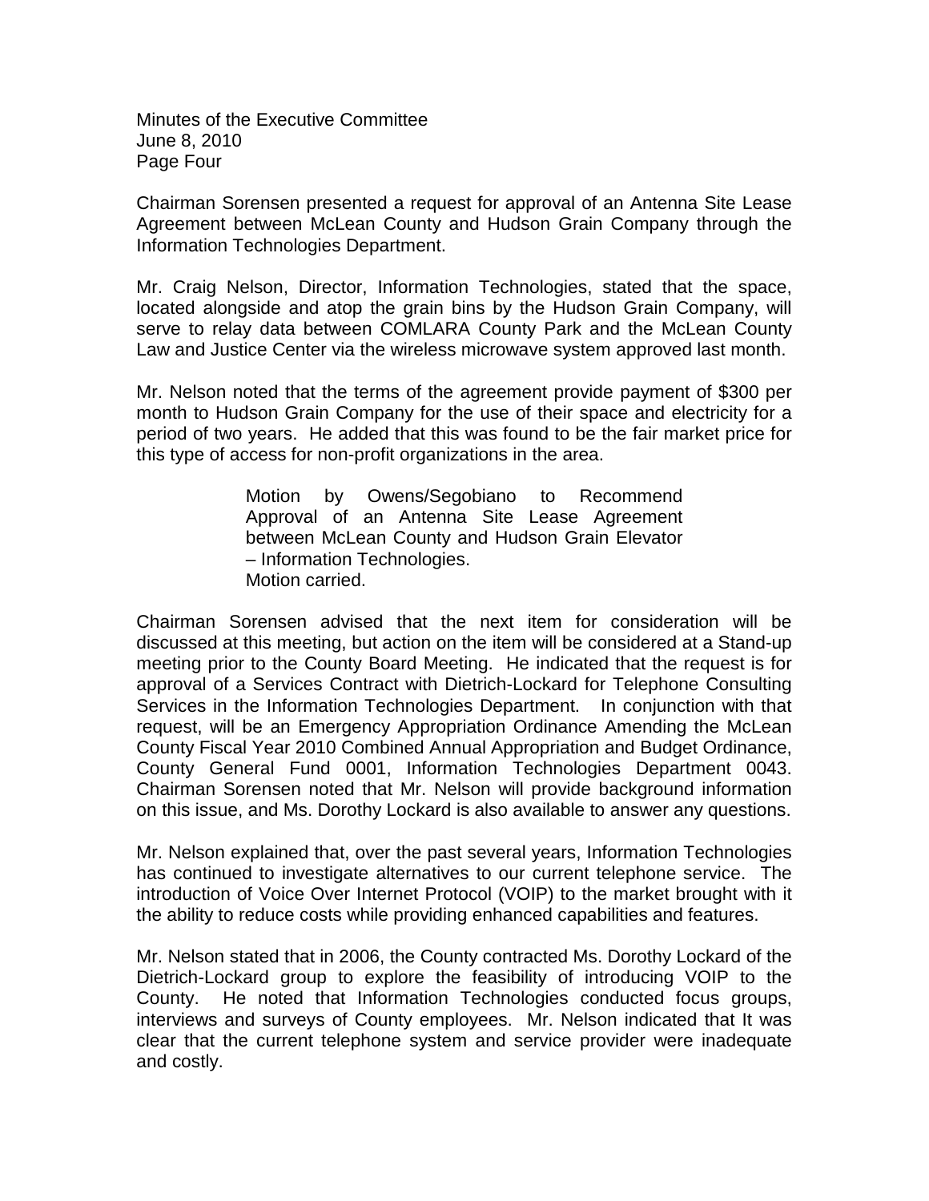Chairman Sorensen presented a request for approval of an Antenna Site Lease Agreement between McLean County and Hudson Grain Company through the Information Technologies Department.

Mr. Craig Nelson, Director, Information Technologies, stated that the space, located alongside and atop the grain bins by the Hudson Grain Company, will serve to relay data between COMLARA County Park and the McLean County Law and Justice Center via the wireless microwave system approved last month.

Mr. Nelson noted that the terms of the agreement provide payment of $300 per month to Hudson Grain Company for the use of their space and electricity for a period of two years. He added that this was found to be the fair market price for this type of access for non-profit organizations in the area.

> Motion by Owens/Segobiano to Recommend Approval of an Antenna Site Lease Agreement between McLean County and Hudson Grain Elevator – Information Technologies.
> Motion carried.

Chairman Sorensen advised that the next item for consideration will be discussed at this meeting, but action on the item will be considered at a Stand-up meeting prior to the County Board Meeting. He indicated that the request is for approval of a Services Contract with Dietrich-Lockard for Telephone Consulting Services in the Information Technologies Department. In conjunction with that request, will be an Emergency Appropriation Ordinance Amending the McLean County Fiscal Year 2010 Combined Annual Appropriation and Budget Ordinance, County General Fund 0001, Information Technologies Department 0043. Chairman Sorensen noted that Mr. Nelson will provide background information on this issue, and Ms. Dorothy Lockard is also available to answer any questions.

Mr. Nelson explained that, over the past several years, Information Technologies has continued to investigate alternatives to our current telephone service. The introduction of Voice Over Internet Protocol (VOIP) to the market brought with it the ability to reduce costs while providing enhanced capabilities and features.

Mr. Nelson stated that in 2006, the County contracted Ms. Dorothy Lockard of the Dietrich-Lockard group to explore the feasibility of introducing VOIP to the County. He noted that Information Technologies conducted focus groups, interviews and surveys of County employees. Mr. Nelson indicated that It was clear that the current telephone system and service provider were inadequate and costly.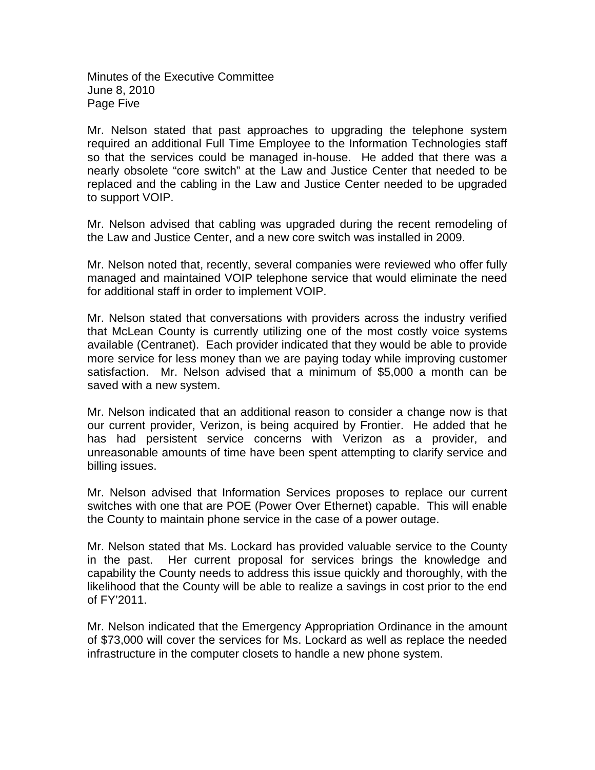Mr. Nelson stated that past approaches to upgrading the telephone system required an additional Full Time Employee to the Information Technologies staff so that the services could be managed in-house. He added that there was a nearly obsolete "core switch" at the Law and Justice Center that needed to be replaced and the cabling in the Law and Justice Center needed to be upgraded to support VOIP.

Mr. Nelson advised that cabling was upgraded during the recent remodeling of the Law and Justice Center, and a new core switch was installed in 2009.

Mr. Nelson noted that, recently, several companies were reviewed who offer fully managed and maintained VOIP telephone service that would eliminate the need for additional staff in order to implement VOIP.

Mr. Nelson stated that conversations with providers across the industry verified that McLean County is currently utilizing one of the most costly voice systems available (Centranet). Each provider indicated that they would be able to provide more service for less money than we are paying today while improving customer satisfaction. Mr. Nelson advised that a minimum of $5,000 a month can be saved with a new system.

Mr. Nelson indicated that an additional reason to consider a change now is that our current provider, Verizon, is being acquired by Frontier. He added that he has had persistent service concerns with Verizon as a provider, and unreasonable amounts of time have been spent attempting to clarify service and billing issues.

Mr. Nelson advised that Information Services proposes to replace our current switches with one that are POE (Power Over Ethernet) capable. This will enable the County to maintain phone service in the case of a power outage.

Mr. Nelson stated that Ms. Lockard has provided valuable service to the County in the past. Her current proposal for services brings the knowledge and capability the County needs to address this issue quickly and thoroughly, with the likelihood that the County will be able to realize a savings in cost prior to the end of FY'2011.

Mr. Nelson indicated that the Emergency Appropriation Ordinance in the amount of $73,000 will cover the services for Ms. Lockard as well as replace the needed infrastructure in the computer closets to handle a new phone system.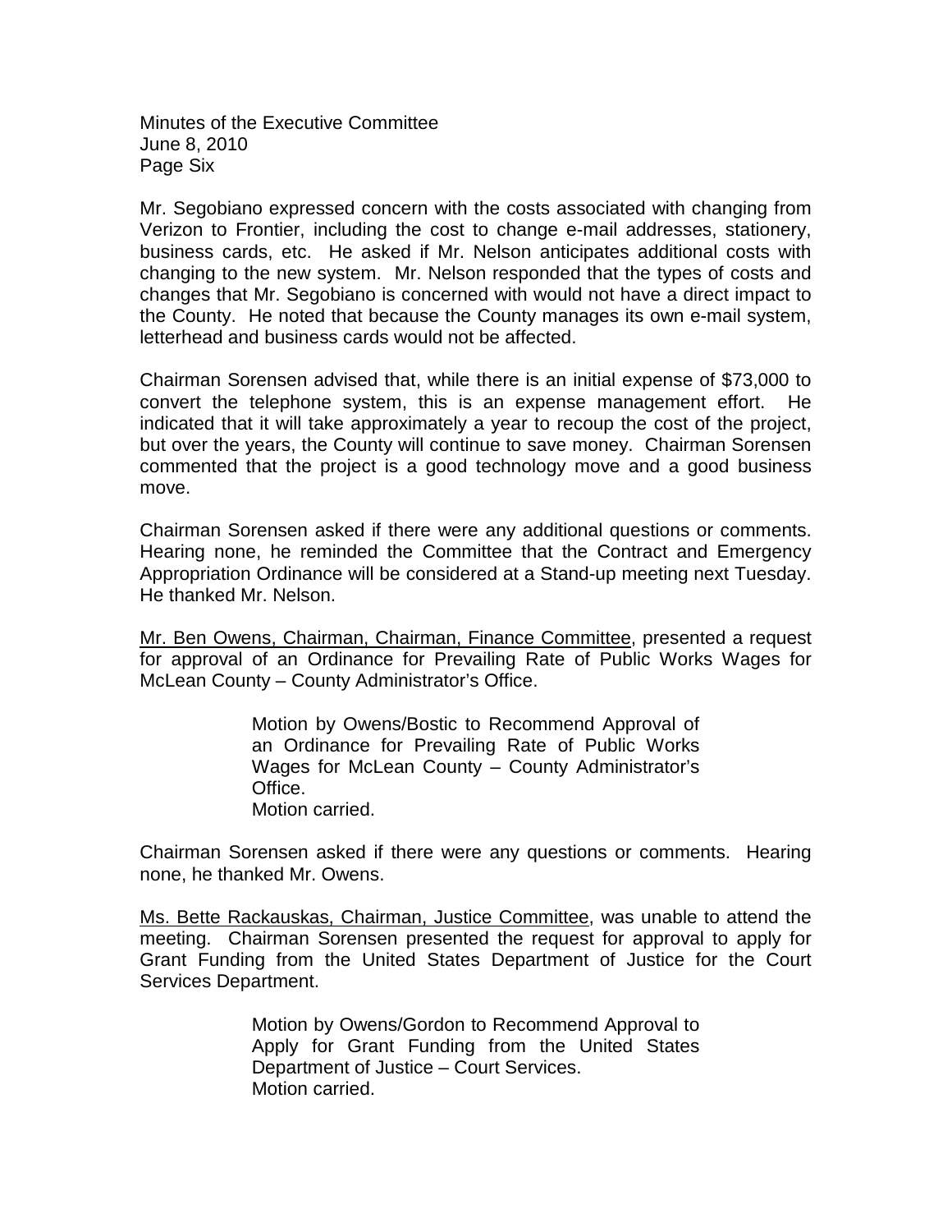Mr. Segobiano expressed concern with the costs associated with changing from Verizon to Frontier, including the cost to change e-mail addresses, stationery, business cards, etc. He asked if Mr. Nelson anticipates additional costs with changing to the new system. Mr. Nelson responded that the types of costs and changes that Mr. Segobiano is concerned with would not have a direct impact to the County. He noted that because the County manages its own e-mail system, letterhead and business cards would not be affected.

Chairman Sorensen advised that, while there is an initial expense of $73,000 to convert the telephone system, this is an expense management effort. He indicated that it will take approximately a year to recoup the cost of the project, but over the years, the County will continue to save money. Chairman Sorensen commented that the project is a good technology move and a good business move.

Chairman Sorensen asked if there were any additional questions or comments. Hearing none, he reminded the Committee that the Contract and Emergency Appropriation Ordinance will be considered at a Stand-up meeting next Tuesday. He thanked Mr. Nelson.

Mr. Ben Owens, Chairman, Chairman, Finance Committee, presented a request for approval of an Ordinance for Prevailing Rate of Public Works Wages for McLean County – County Administrator's Office.

> Motion by Owens/Bostic to Recommend Approval of an Ordinance for Prevailing Rate of Public Works Wages for McLean County – County Administrator's Office.
> Motion carried.

Chairman Sorensen asked if there were any questions or comments. Hearing none, he thanked Mr. Owens.

Ms. Bette Rackauskas, Chairman, Justice Committee, was unable to attend the meeting. Chairman Sorensen presented the request for approval to apply for Grant Funding from the United States Department of Justice for the Court Services Department.

> Motion by Owens/Gordon to Recommend Approval to Apply for Grant Funding from the United States Department of Justice – Court Services.
> Motion carried.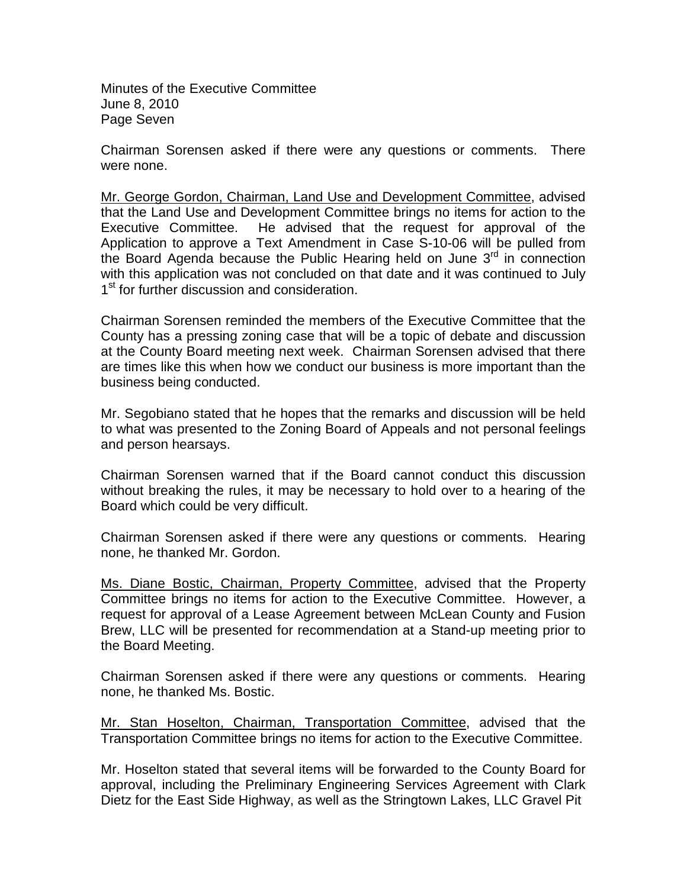Chairman Sorensen asked if there were any questions or comments. There were none.

Mr. George Gordon, Chairman, Land Use and Development Committee, advised that the Land Use and Development Committee brings no items for action to the Executive Committee. He advised that the request for approval of the Application to approve a Text Amendment in Case S-10-06 will be pulled from the Board Agenda because the Public Hearing held on June 3rd in connection with this application was not concluded on that date and it was continued to July 1st for further discussion and consideration.

Chairman Sorensen reminded the members of the Executive Committee that the County has a pressing zoning case that will be a topic of debate and discussion at the County Board meeting next week. Chairman Sorensen advised that there are times like this when how we conduct our business is more important than the business being conducted.

Mr. Segobiano stated that he hopes that the remarks and discussion will be held to what was presented to the Zoning Board of Appeals and not personal feelings and person hearsays.

Chairman Sorensen warned that if the Board cannot conduct this discussion without breaking the rules, it may be necessary to hold over to a hearing of the Board which could be very difficult.

Chairman Sorensen asked if there were any questions or comments. Hearing none, he thanked Mr. Gordon.

Ms. Diane Bostic, Chairman, Property Committee, advised that the Property Committee brings no items for action to the Executive Committee. However, a request for approval of a Lease Agreement between McLean County and Fusion Brew, LLC will be presented for recommendation at a Stand-up meeting prior to the Board Meeting.

Chairman Sorensen asked if there were any questions or comments. Hearing none, he thanked Ms. Bostic.

Mr. Stan Hoselton, Chairman, Transportation Committee, advised that the Transportation Committee brings no items for action to the Executive Committee.

Mr. Hoselton stated that several items will be forwarded to the County Board for approval, including the Preliminary Engineering Services Agreement with Clark Dietz for the East Side Highway, as well as the Stringtown Lakes, LLC Gravel Pit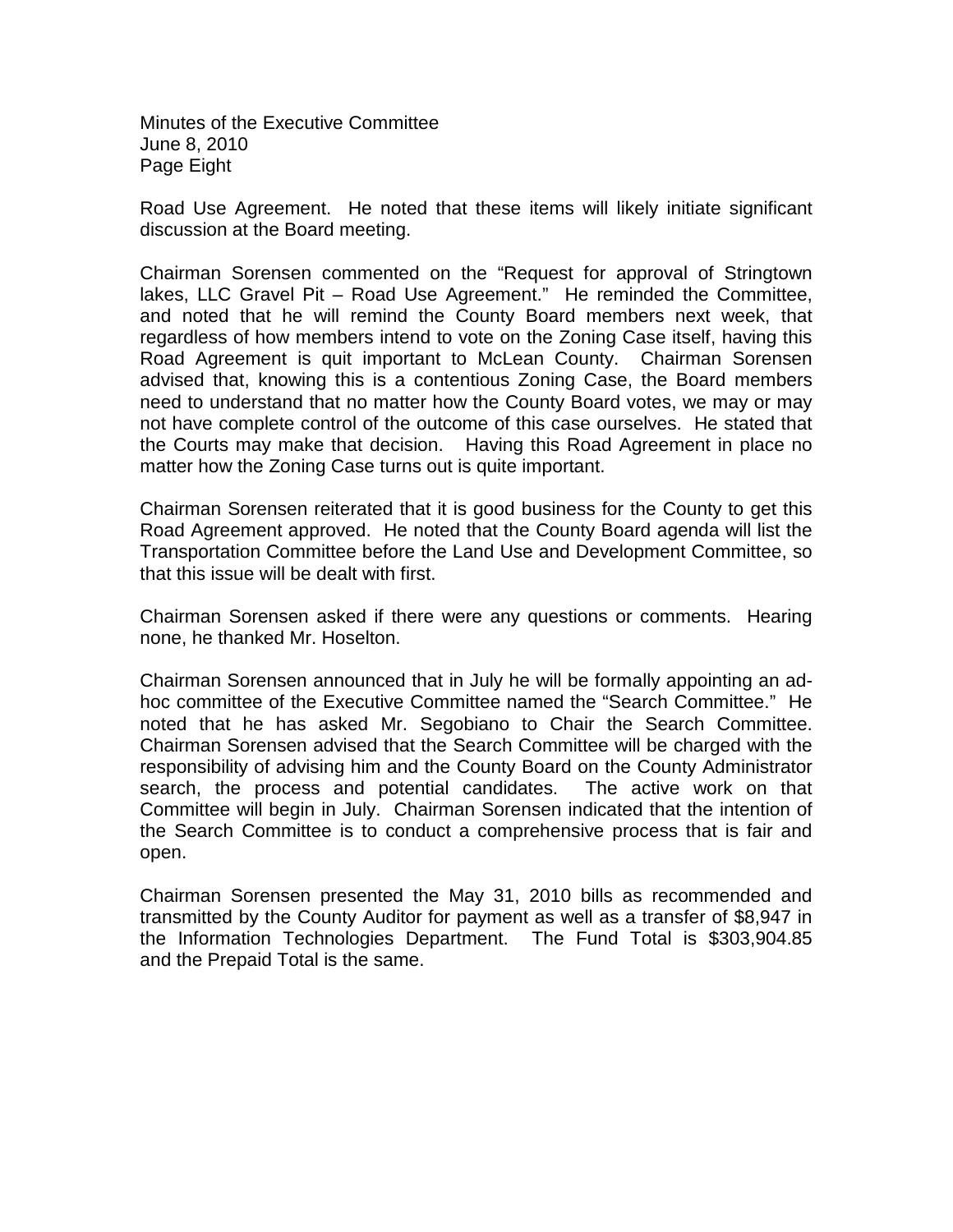Road Use Agreement. He noted that these items will likely initiate significant discussion at the Board meeting.

Chairman Sorensen commented on the "Request for approval of Stringtown lakes, LLC Gravel Pit – Road Use Agreement." He reminded the Committee, and noted that he will remind the County Board members next week, that regardless of how members intend to vote on the Zoning Case itself, having this Road Agreement is quit important to McLean County. Chairman Sorensen advised that, knowing this is a contentious Zoning Case, the Board members need to understand that no matter how the County Board votes, we may or may not have complete control of the outcome of this case ourselves. He stated that the Courts may make that decision. Having this Road Agreement in place no matter how the Zoning Case turns out is quite important.

Chairman Sorensen reiterated that it is good business for the County to get this Road Agreement approved. He noted that the County Board agenda will list the Transportation Committee before the Land Use and Development Committee, so that this issue will be dealt with first.

Chairman Sorensen asked if there were any questions or comments. Hearing none, he thanked Mr. Hoselton.

Chairman Sorensen announced that in July he will be formally appointing an ad-hoc committee of the Executive Committee named the "Search Committee." He noted that he has asked Mr. Segobiano to Chair the Search Committee. Chairman Sorensen advised that the Search Committee will be charged with the responsibility of advising him and the County Board on the County Administrator search, the process and potential candidates. The active work on that Committee will begin in July. Chairman Sorensen indicated that the intention of the Search Committee is to conduct a comprehensive process that is fair and open.

Chairman Sorensen presented the May 31, 2010 bills as recommended and transmitted by the County Auditor for payment as well as a transfer of $8,947 in the Information Technologies Department. The Fund Total is $303,904.85 and the Prepaid Total is the same.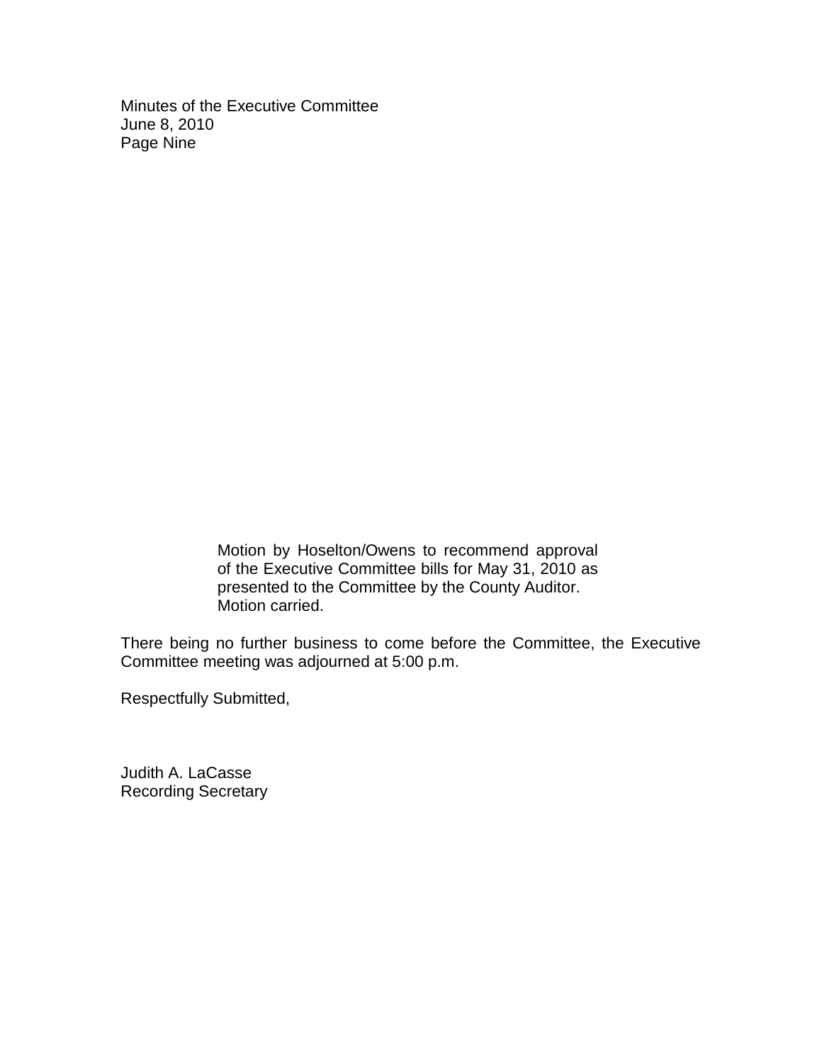> Motion by Hoselton/Owens to recommend approval of the Executive Committee bills for May 31, 2010 as presented to the Committee by the County Auditor.
> Motion carried.

There being no further business to come before the Committee, the Executive Committee meeting was adjourned at 5:00 p.m.

Respectfully Submitted,

Judith A. LaCasse
Recording Secretary